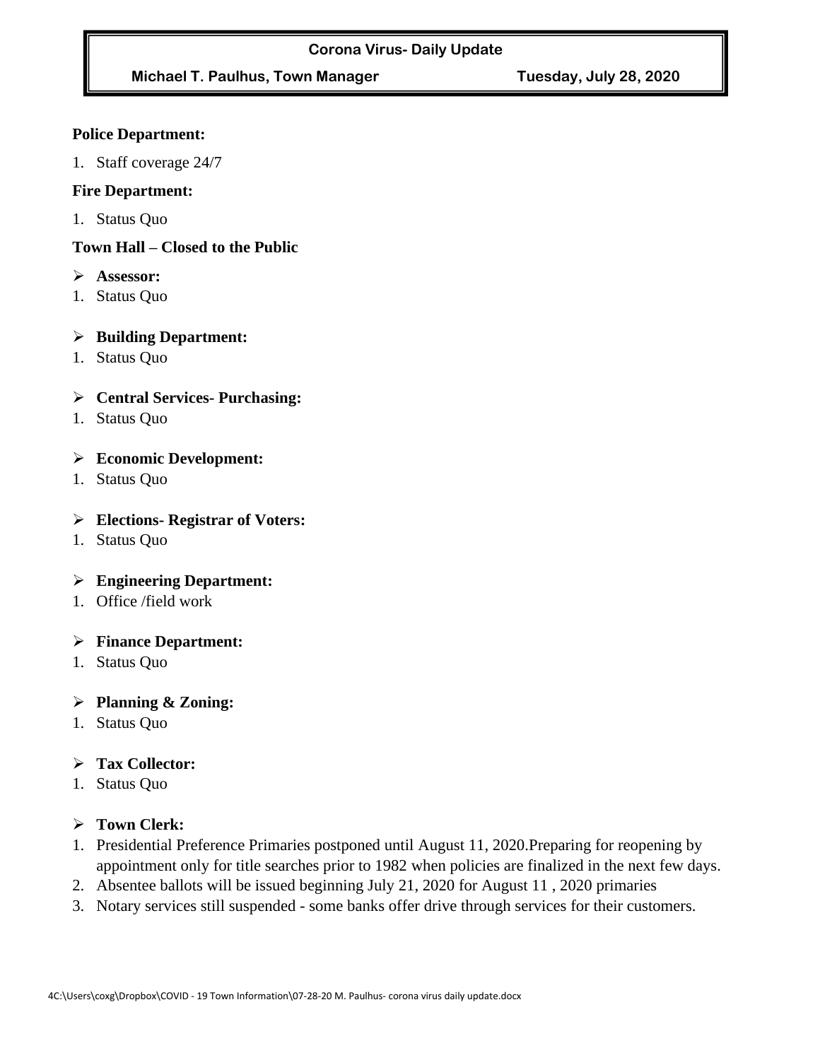**Corona Virus- Daily Update**

**Michael T. Paulhus, Town Manager** **Tuesday, July 28, 2020**

**Police Department:**

1. Staff coverage 24/7

**Fire Department:**

1. Status Quo

**Town Hall – Closed to the Public**

- **Assessor:**

1. Status Quo

- **Building Department:**

1. Status Quo

- **Central Services- Purchasing:**

1. Status Quo

- **Economic Development:**

1. Status Quo

- **Elections- Registrar of Voters:**

1. Status Quo

- **Engineering Department:**

1. Office /field work

- **Finance Department:**

1. Status Quo

- **Planning & Zoning:**

1. Status Quo

- **Tax Collector:**

1. Status Quo

- **Town Clerk:**

1. Presidential Preference Primaries postponed until August 11, 2020.Preparing for reopening by appointment only for title searches prior to 1982 when policies are finalized in the next few days.
2. Absentee ballots will be issued beginning July 21, 2020 for August 11 , 2020 primaries
3. Notary services still suspended - some banks offer drive through services for their customers.

4C:\Users\coxg\Dropbox\COVID - 19 Town Information\07-28-20 M. Paulhus- corona virus daily update.docx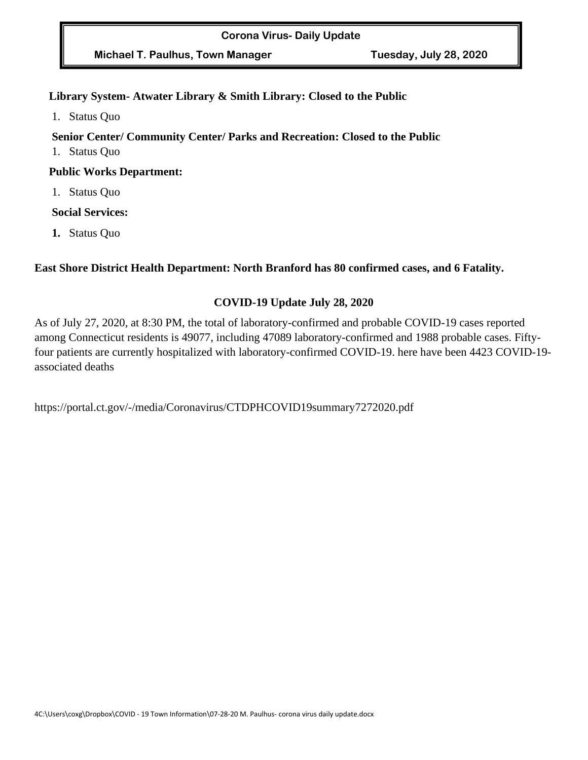**Corona Virus- Daily Update**

**Michael T. Paulhus, Town Manager** **Tuesday, July 28, 2020**

**Library System- Atwater Library & Smith Library: Closed to the Public**

1. Status Quo

**Senior Center/ Community Center/ Parks and Recreation: Closed to the Public**

1. Status Quo

**Public Works Department:**

1. Status Quo

**Social Services:**

1. Status Quo

**East Shore District Health Department: North Branford has 80 confirmed cases, and 6 Fatality.**

**COVID-19 Update July 28, 2020**

As of July 27, 2020, at 8:30 PM, the total of laboratory-confirmed and probable COVID-19 cases reported among Connecticut residents is 49077, including 47089 laboratory-confirmed and 1988 probable cases. Fifty-four patients are currently hospitalized with laboratory-confirmed COVID-19. here have been 4423 COVID-19-associated deaths

https://portal.ct.gov/-/media/Coronavirus/CTDPHCOVID19summary7272020.pdf